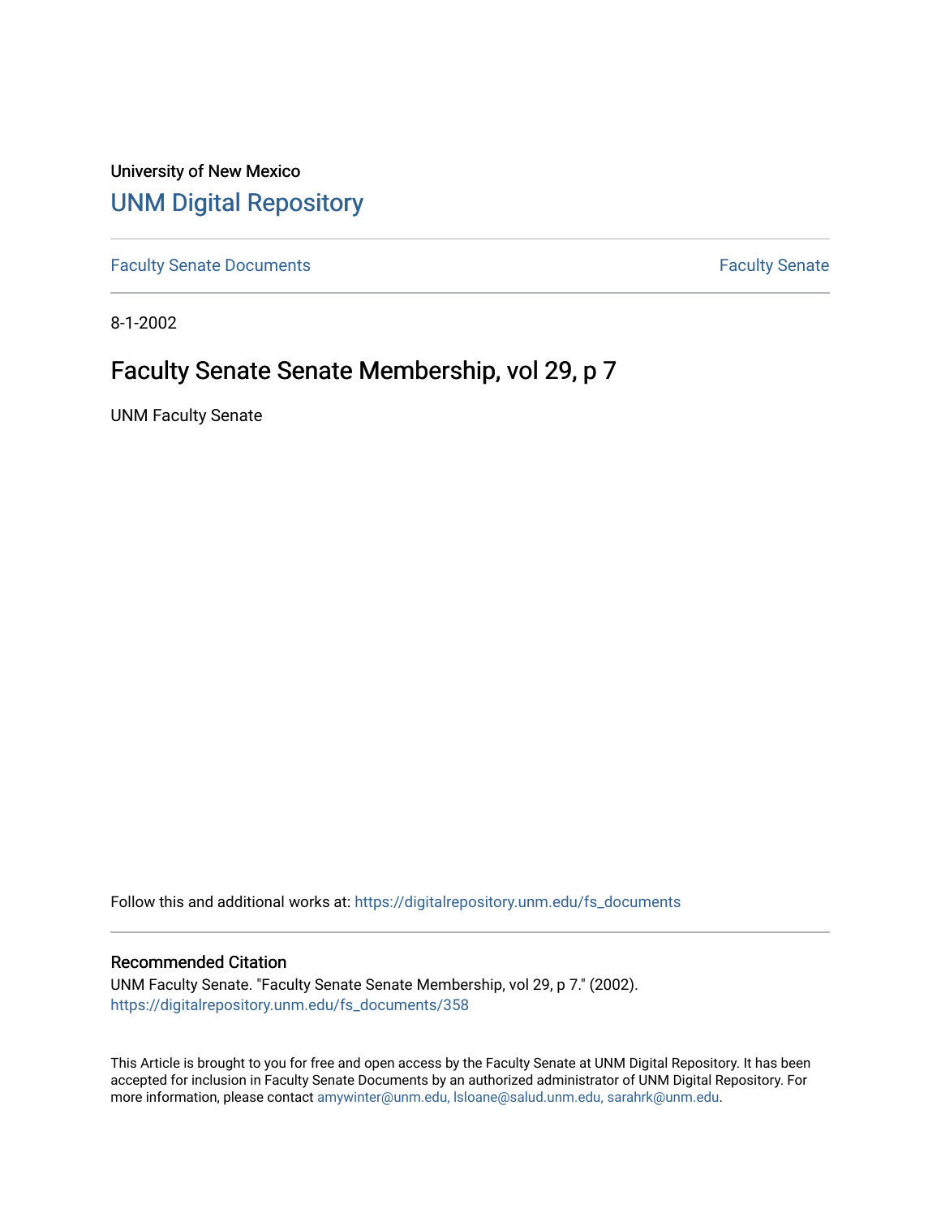University of New Mexico

# UNM Digital Repository

Faculty Senate Documents

Faculty Senate

8-1-2002

## Faculty Senate Senate Membership, vol 29, p 7

UNM Faculty Senate

Follow this and additional works at: https://digitalrepository.unm.edu/fs_documents

### Recommended Citation

UNM Faculty Senate. "Faculty Senate Senate Membership, vol 29, p 7." (2002). https://digitalrepository.unm.edu/fs_documents/358

This Article is brought to you for free and open access by the Faculty Senate at UNM Digital Repository. It has been accepted for inclusion in Faculty Senate Documents by an authorized administrator of UNM Digital Repository. For more information, please contact amywinter@unm.edu, lsloane@salud.unm.edu, sarahrk@unm.edu.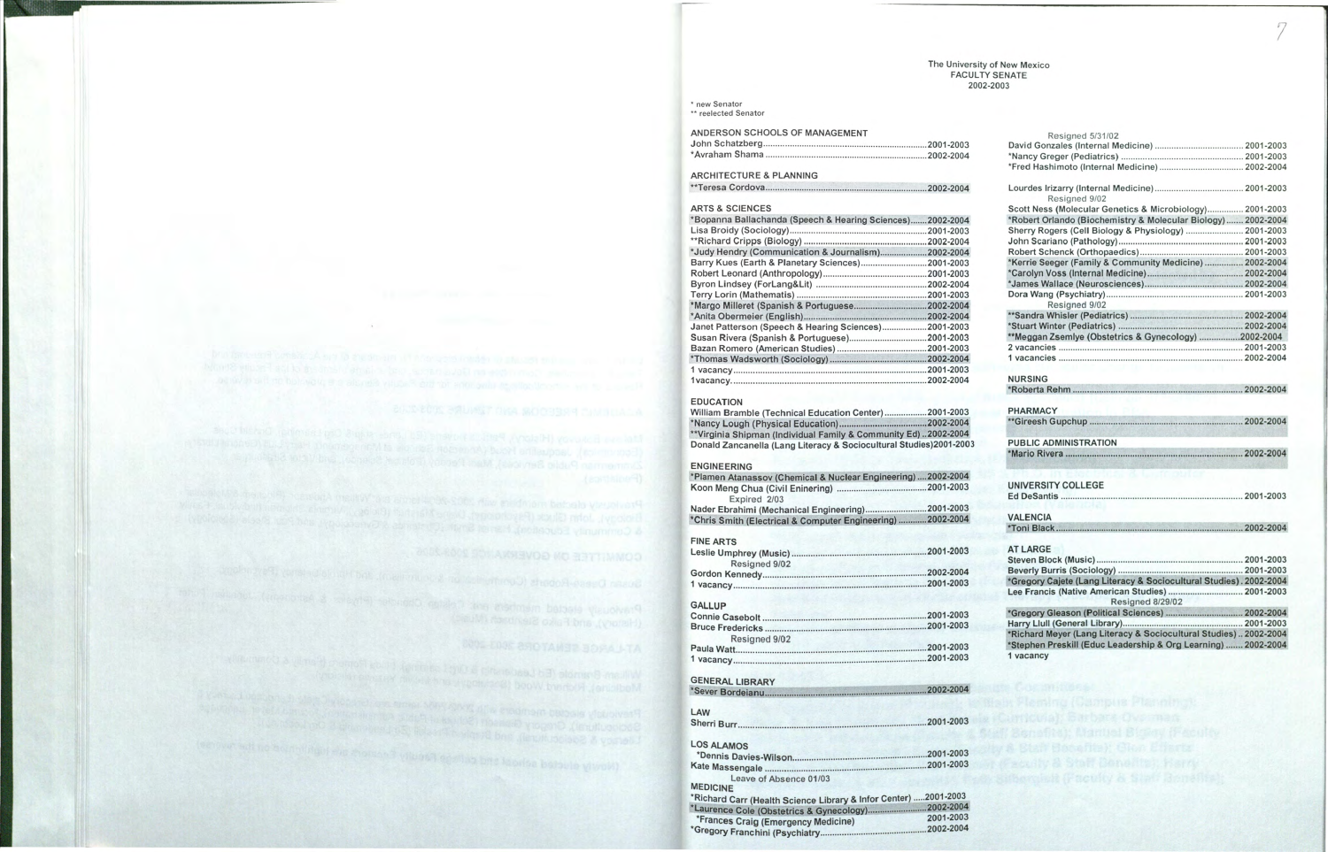The University of New Mexico
FACULTY SENATE
2002-2003

\* new Senator
\*\* reelected Senator

**ANDERSON SCHOOLS OF MANAGEMENT**
John Schatzberg ........ 2001-2003
*Avraham Shama ........ 2002-2004

**ARCHITECTURE & PLANNING**
**Teresa Cordova ........ 2002-2004

**ARTS & SCIENCES**
*Bopanna Ballachanda (Speech & Hearing Sciences) ........ 2002-2004
Lisa Broidy (Sociology) ........ 2001-2003
**Richard Cripps (Biology) ........ 2002-2004
*Judy Hendry (Communication & Journalism) ........ 2002-2004
Barry Kues (Earth & Planetary Sciences) ........ 2001-2003
Robert Leonard (Anthropology) ........ 2001-2003
Byron Lindsey (ForLang&Lit) ........ 2002-2004
Terry Lorin (Mathematis) ........ 2001-2003
*Margo Milleret (Spanish & Portuguese ........ 2002-2004
*Anita Obermeier (English) ........ 2002-2004
Janet Patterson (Speech & Hearing Sciences) ........ 2001-2003
Susan Rivera (Spanish & Portuguese) ........ 2001-2003
Bazan Romero (American Studies) ........ 2001-2003
*Thomas Wadsworth (Sociology) ........ 2002-2004
1 vacancy ........ 2001-2003
1vacancy ........ 2002-2004

**EDUCATION**
William Bramble (Technical Education Center) ........ 2001-2003
*Nancy Lough (Physical Education) ........ 2002-2004
**Virginia Shipman (Individual Family & Community Ed) .. 2002-2004
Donald Zancanella (Lang Literacy & Sociocultural Studies)2001-2003

**ENGINEERING**
*Plamen Atanassov (Chemical & Nuclear Engineering) .... 2002-2004
Koon Meng Chua (Civil Enirering) ........ 2001-2003
Expired 2/03
Nader Ebrahimi (Mechanical Engineering) ........ 2001-2003
*Chris Smith (Electrical & Computer Engineering) ........ 2002-2004

**FINE ARTS**
Leslie Umphrey (Music) ........ 2001-2003
Resigned 9/02
Gordon Kennedy ........ 2002-2004
1 vacancy ........ 2001-2003

**GALLUP**
Connie Casebolt ........ 2001-2003
Bruce Fredericks ........ 2001-2003
Resigned 9/02
Paula Watt ........ 2001-2003
1 vacancy ........ 2001-2003

**GENERAL LIBRARY**
*Sever Bordeianu ........ 2002-2004

**LAW**
Sherri Burr ........ 2001-2003

**LOS ALAMOS**
*Dennis Davies-Wilson ........ 2001-2003
Kate Massengale ........ 2001-2003
Leave of Absence 01/03

**MEDICINE**
*Richard Carr (Health Science Library & Infor Center) ..... 2001-2003
*Laurence Cole (Obstetrics & Gynecology) ........ 2002-2004
*Frances Craig (Emergency Medicine) ........ 2001-2003
*Gregory Franchini (Psychiatry) ........ 2002-2004
Resigned 5/31/02
David Gonzales (Internal Medicine) ........ 2001-2003
*Nancy Greger (Pediatrics) ........ 2001-2003
*Fred Hashimoto (Internal Medicine) ........ 2002-2004
Lourdes Irizarry (Internal Medicine) ........ 2001-2003
Resigned 9/02
Scott Ness (Molecular Genetics & Microbiology) ........ 2001-2003
*Robert Orlando (Biochemistry & Molecular Biology) ....... 2002-2004
Sherry Rogers (Cell Biology & Physiology) ........ 2001-2003
John Scariano (Pathology) ........ 2001-2003
Robert Schenck (Orthopaedics) ........ 2001-2003
*Kerrie Seeger (Family & Community Medicine) ........ 2002-2004
*Carolyn Voss (Internal Medicine) ........ 2002-2004
*James Wallace (Neurosciences) ........ 2002-2004
Dora Wang (Psychiatry) ........ 2001-2003
Resigned 9/02
**Sandra Whisler (Pediatrics) ........ 2002-2004
*Stuart Winter (Pediatrics) ........ 2002-2004
**Meggan Zsemlye (Obstetrics & Gynecology) ........ 2002-2004
2 vacancies ........ 2001-2003
1 vacancies ........ 2002-2004

**NURSING**
*Roberta Rehm ........ 2002-2004

**PHARMACY**
**Gireesh Gupchup ........ 2002-2004

**PUBLIC ADMINISTRATION**
*Mario Rivera ........ 2002-2004

**UNIVERSITY COLLEGE**
Ed DeSantis ........ 2001-2003

**VALENCIA**
*Toni Black ........ 2002-2004

**AT LARGE**
Steven Block (Music) ........ 2001-2003
Beverly Burris (Sociology) ........ 2001-2003
*Gregory Cajete (Lang Literacy & Sociocultural Studies) . 2002-2004
Lee Francis (Native American Studies) ........ 2001-2003
Resigned 8/29/02
*Gregory Gleason (Political Sciences) ........ 2002-2004
Harry Llull (General Library) ........ 2001-2003
*Richard Meyer (Lang Literacy & Sociocultural Studies) .. 2002-2004
*Stephen Preskill (Educ Leadership & Org Learning) ....... 2002-2004
1 vacancy